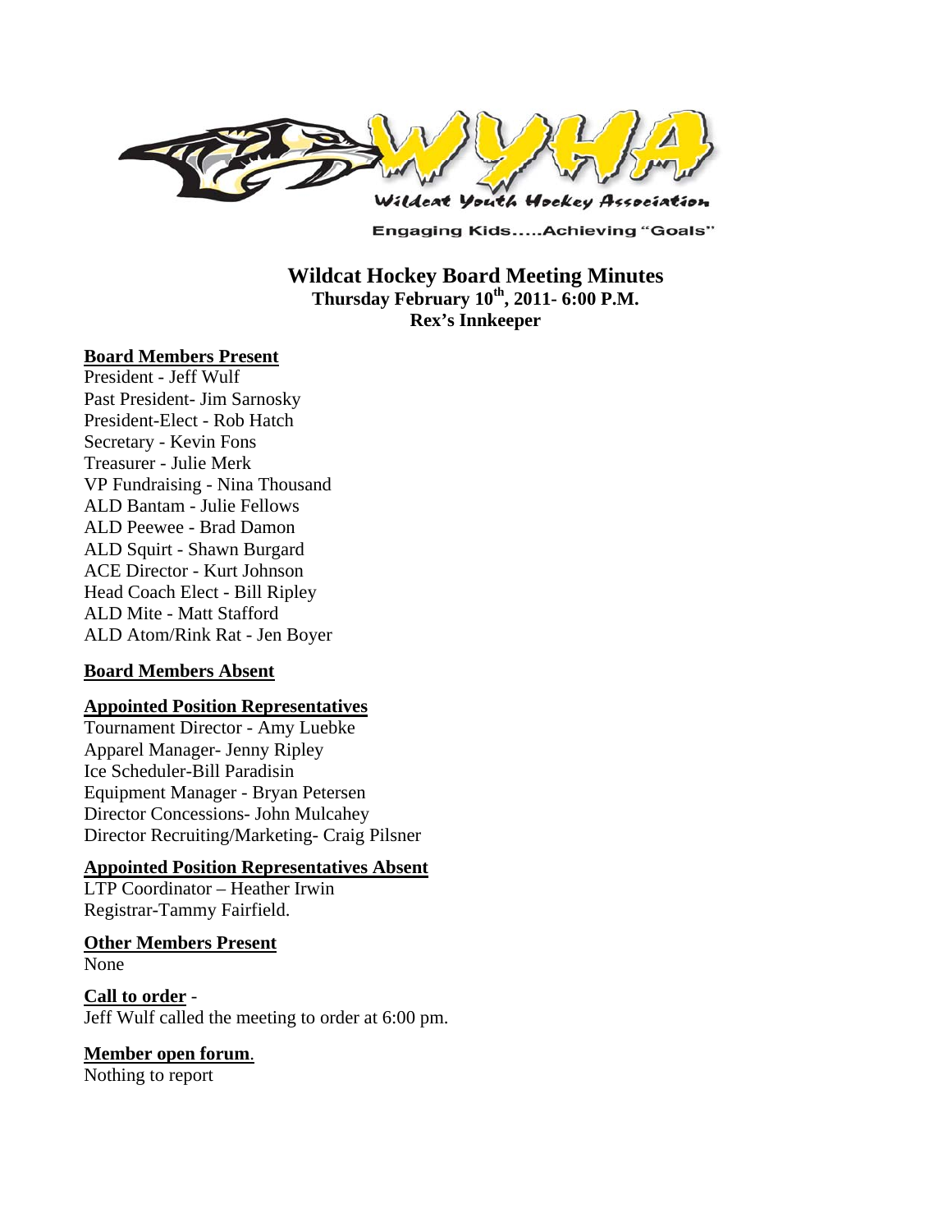Engaging Kids.....Achieving "Goals"

# Wildcat Hockey Board Meeting Minutes

**Thursday February 10th, 2011- 6:00 P.M.**
**Rex's Innkeeper**

**Board Members Present**

President - Jeff Wulf
Past President- Jim Sarnosky
President-Elect - Rob Hatch
Secretary - Kevin Fons
Treasurer - Julie Merk
VP Fundraising - Nina Thousand
ALD Bantam - Julie Fellows
ALD Peewee - Brad Damon
ALD Squirt - Shawn Burgard
ACE Director - Kurt Johnson
Head Coach Elect - Bill Ripley
ALD Mite - Matt Stafford
ALD Atom/Rink Rat - Jen Boyer

**Board Members Absent**

**Appointed Position Representatives**

Tournament Director - Amy Luebke
Apparel Manager- Jenny Ripley
Ice Scheduler-Bill Paradisin
Equipment Manager - Bryan Petersen
Director Concessions- John Mulcahey
Director Recruiting/Marketing- Craig Pilsner

**Appointed Position Representatives Absent**

LTP Coordinator – Heather Irwin
Registrar-Tammy Fairfield.

**Other Members Present**

None

**Call to order** -
Jeff Wulf called the meeting to order at 6:00 pm.

**Member open forum**.
Nothing to report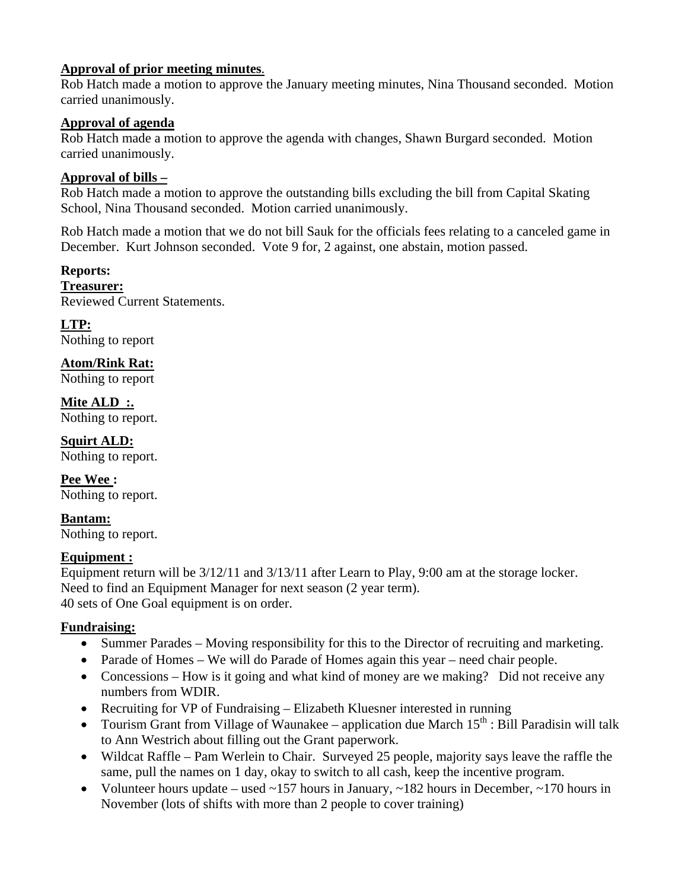**Approval of prior meeting minutes**.
Rob Hatch made a motion to approve the January meeting minutes, Nina Thousand seconded. Motion carried unanimously.

**Approval of agenda**
Rob Hatch made a motion to approve the agenda with changes, Shawn Burgard seconded. Motion carried unanimously.

**Approval of bills –**
Rob Hatch made a motion to approve the outstanding bills excluding the bill from Capital Skating School, Nina Thousand seconded. Motion carried unanimously.

Rob Hatch made a motion that we do not bill Sauk for the officials fees relating to a canceled game in December. Kurt Johnson seconded. Vote 9 for, 2 against, one abstain, motion passed.

**Reports:**

**Treasurer:**
Reviewed Current Statements.

**LTP:**
Nothing to report

**Atom/Rink Rat:**
Nothing to report

**Mite ALD :.**
Nothing to report.

**Squirt ALD:**
Nothing to report.

**Pee Wee :**
Nothing to report.

**Bantam:**
Nothing to report.

**Equipment :**
Equipment return will be 3/12/11 and 3/13/11 after Learn to Play, 9:00 am at the storage locker.
Need to find an Equipment Manager for next season (2 year term).
40 sets of One Goal equipment is on order.

**Fundraising:**

- Summer Parades – Moving responsibility for this to the Director of recruiting and marketing.
- Parade of Homes – We will do Parade of Homes again this year – need chair people.
- Concessions – How is it going and what kind of money are we making? Did not receive any numbers from WDIR.
- Recruiting for VP of Fundraising – Elizabeth Kluesner interested in running
- Tourism Grant from Village of Waunakee – application due March 15th : Bill Paradisin will talk to Ann Westrich about filling out the Grant paperwork.
- Wildcat Raffle – Pam Werlein to Chair. Surveyed 25 people, majority says leave the raffle the same, pull the names on 1 day, okay to switch to all cash, keep the incentive program.
- Volunteer hours update – used ~157 hours in January, ~182 hours in December, ~170 hours in November (lots of shifts with more than 2 people to cover training)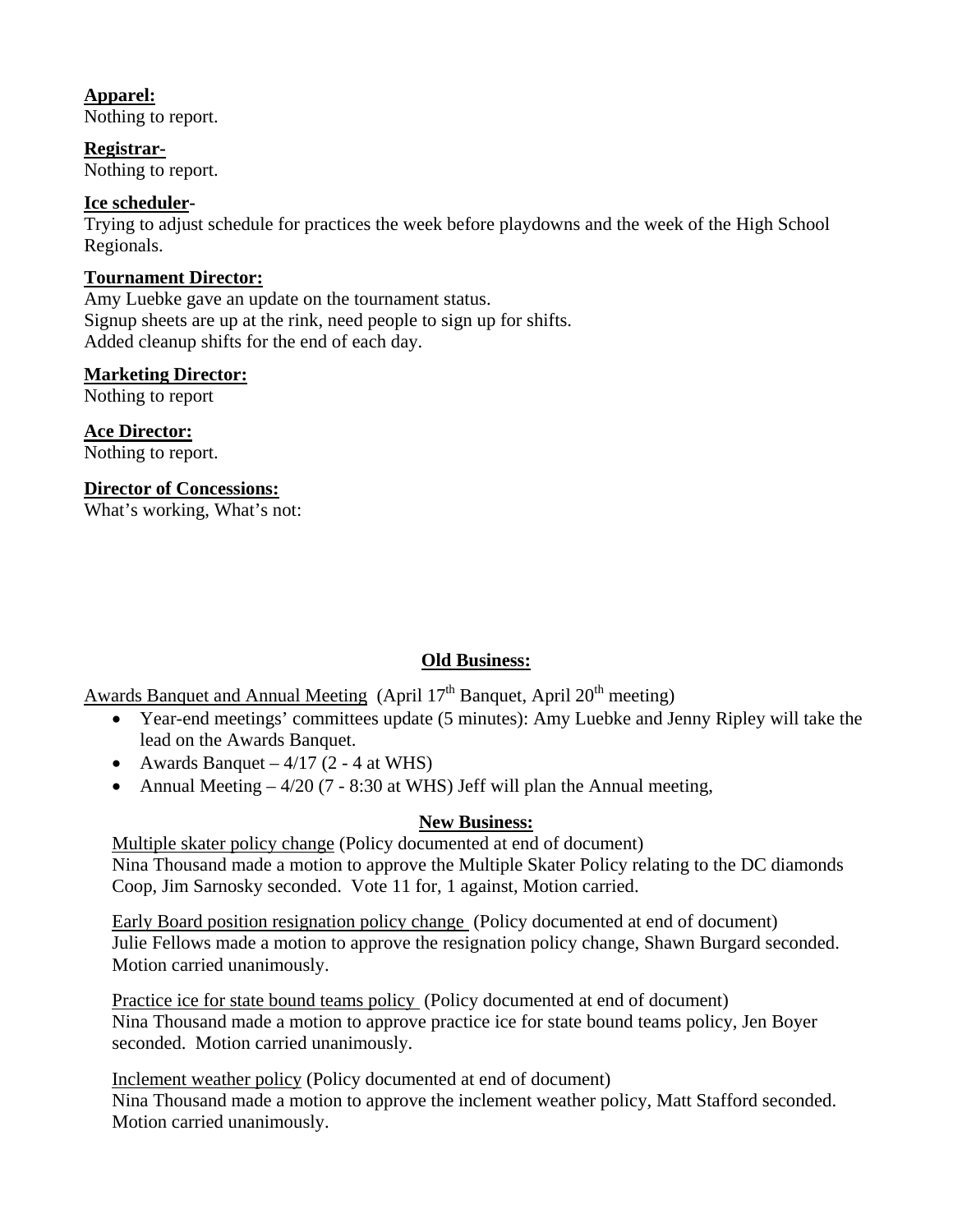**Apparel:**
Nothing to report.

**Registrar-**
Nothing to report.

**Ice scheduler-**
Trying to adjust schedule for practices the week before playdowns and the week of the High School Regionals.

**Tournament Director:**
Amy Luebke gave an update on the tournament status.
Signup sheets are up at the rink, need people to sign up for shifts.
Added cleanup shifts for the end of each day.

**Marketing Director:**
Nothing to report

**Ace Director:**
Nothing to report.

**Director of Concessions:**
What's working, What's not:

## Old Business:

Awards Banquet and Annual Meeting (April 17th Banquet, April 20th meeting)

- Year-end meetings' committees update (5 minutes): Amy Luebke and Jenny Ripley will take the lead on the Awards Banquet.
- Awards Banquet – 4/17 (2 - 4 at WHS)
- Annual Meeting – 4/20 (7 - 8:30 at WHS) Jeff will plan the Annual meeting,

## New Business:

Multiple skater policy change (Policy documented at end of document)
Nina Thousand made a motion to approve the Multiple Skater Policy relating to the DC diamonds Coop, Jim Sarnosky seconded. Vote 11 for, 1 against, Motion carried.

Early Board position resignation policy change (Policy documented at end of document)
Julie Fellows made a motion to approve the resignation policy change, Shawn Burgard seconded. Motion carried unanimously.

Practice ice for state bound teams policy (Policy documented at end of document)
Nina Thousand made a motion to approve practice ice for state bound teams policy, Jen Boyer seconded. Motion carried unanimously.

Inclement weather policy (Policy documented at end of document)
Nina Thousand made a motion to approve the inclement weather policy, Matt Stafford seconded. Motion carried unanimously.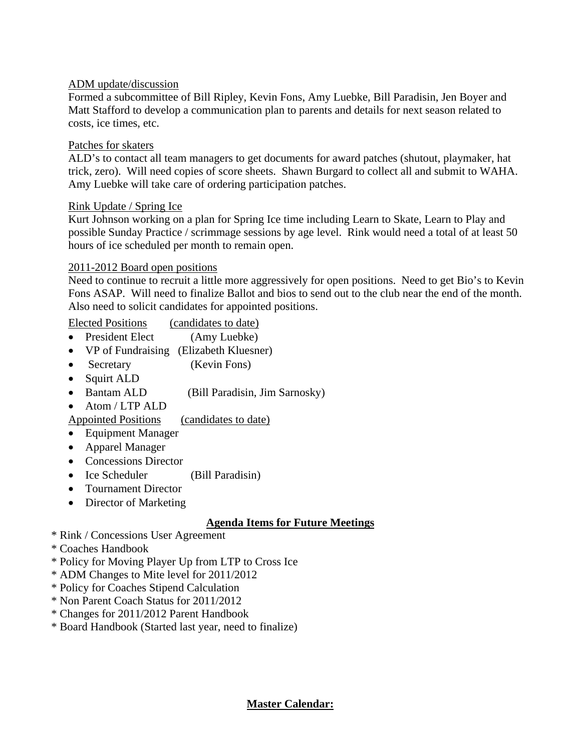<u>ADM update/discussion</u>

Formed a subcommittee of Bill Ripley, Kevin Fons, Amy Luebke, Bill Paradisin, Jen Boyer and Matt Stafford to develop a communication plan to parents and details for next season related to costs, ice times, etc.

<u>Patches for skaters</u>

ALD's to contact all team managers to get documents for award patches (shutout, playmaker, hat trick, zero). Will need copies of score sheets. Shawn Burgard to collect all and submit to WAHA. Amy Luebke will take care of ordering participation patches.

<u>Rink Update / Spring Ice</u>

Kurt Johnson working on a plan for Spring Ice time including Learn to Skate, Learn to Play and possible Sunday Practice / scrimmage sessions by age level. Rink would need a total of at least 50 hours of ice scheduled per month to remain open.

<u>2011-2012 Board open positions</u>

Need to continue to recruit a little more aggressively for open positions. Need to get Bio's to Kevin Fons ASAP. Will need to finalize Ballot and bios to send out to the club near the end of the month. Also need to solicit candidates for appointed positions.

<u>Elected Positions</u> <u>(candidates to date)</u>

- President Elect (Amy Luebke)
- VP of Fundraising (Elizabeth Kluesner)
- Secretary (Kevin Fons)
- Squirt ALD
- Bantam ALD (Bill Paradisin, Jim Sarnosky)
- Atom / LTP ALD

<u>Appointed Positions</u> <u>(candidates to date)</u>

- Equipment Manager
- Apparel Manager
- Concessions Director
- Ice Scheduler (Bill Paradisin)
- Tournament Director
- Director of Marketing

## Agenda Items for Future Meetings

* Rink / Concessions User Agreement
* Coaches Handbook
* Policy for Moving Player Up from LTP to Cross Ice
* ADM Changes to Mite level for 2011/2012
* Policy for Coaches Stipend Calculation
* Non Parent Coach Status for 2011/2012
* Changes for 2011/2012 Parent Handbook
* Board Handbook (Started last year, need to finalize)

## Master Calendar: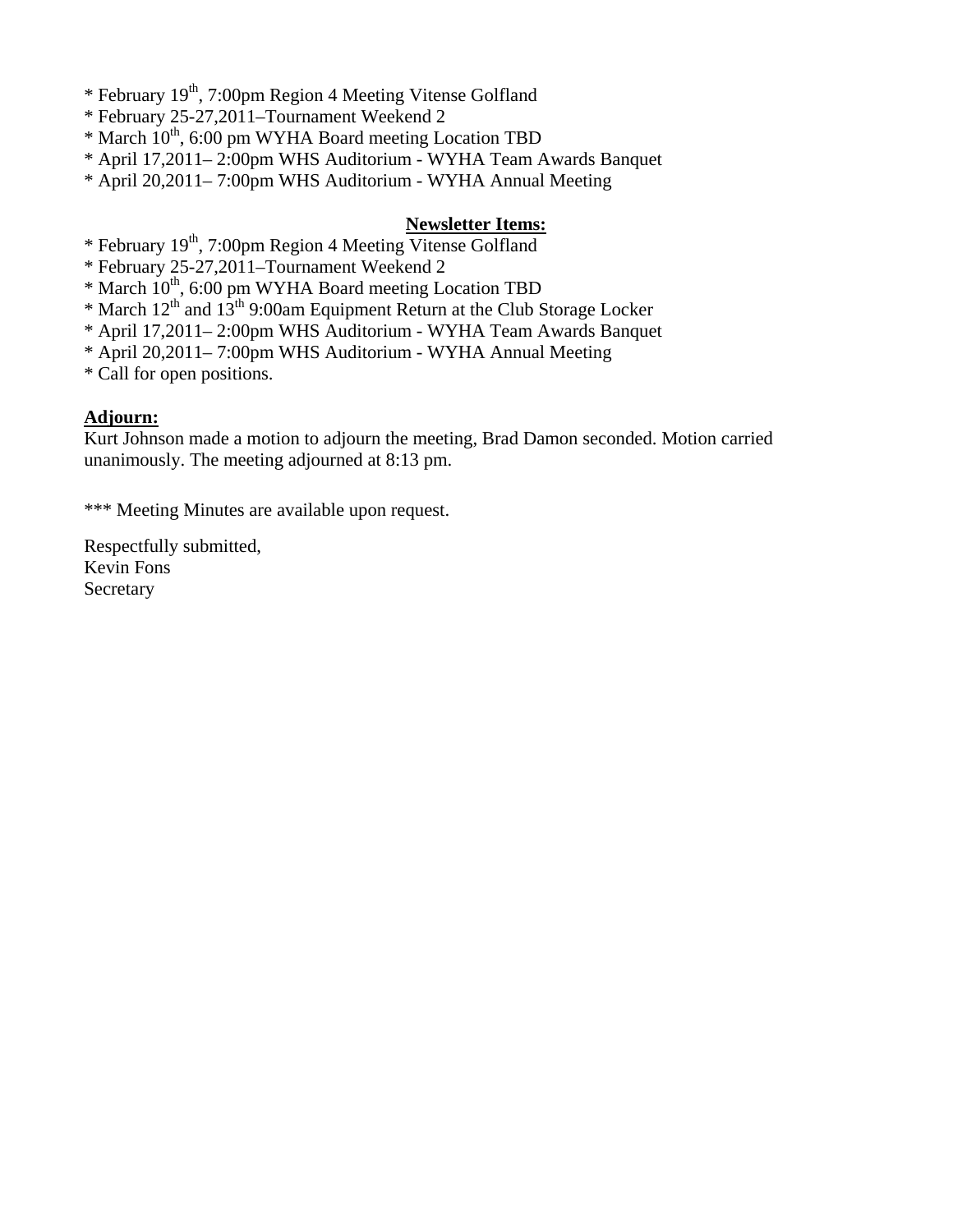* February 19th, 7:00pm Region 4 Meeting Vitense Golfland
* February 25-27,2011–Tournament Weekend 2
* March 10th, 6:00 pm WYHA Board meeting Location TBD
* April 17,2011– 2:00pm WHS Auditorium - WYHA Team Awards Banquet
* April 20,2011– 7:00pm WHS Auditorium - WYHA Annual Meeting

**Newsletter Items:**

* February 19th, 7:00pm Region 4 Meeting Vitense Golfland
* February 25-27,2011–Tournament Weekend 2
* March 10th, 6:00 pm WYHA Board meeting Location TBD
* March 12th and 13th 9:00am Equipment Return at the Club Storage Locker
* April 17,2011– 2:00pm WHS Auditorium - WYHA Team Awards Banquet
* April 20,2011– 7:00pm WHS Auditorium - WYHA Annual Meeting
* Call for open positions.

**Adjourn:**

Kurt Johnson made a motion to adjourn the meeting, Brad Damon seconded. Motion carried unanimously. The meeting adjourned at 8:13 pm.

*** Meeting Minutes are available upon request.

Respectfully submitted,
Kevin Fons
Secretary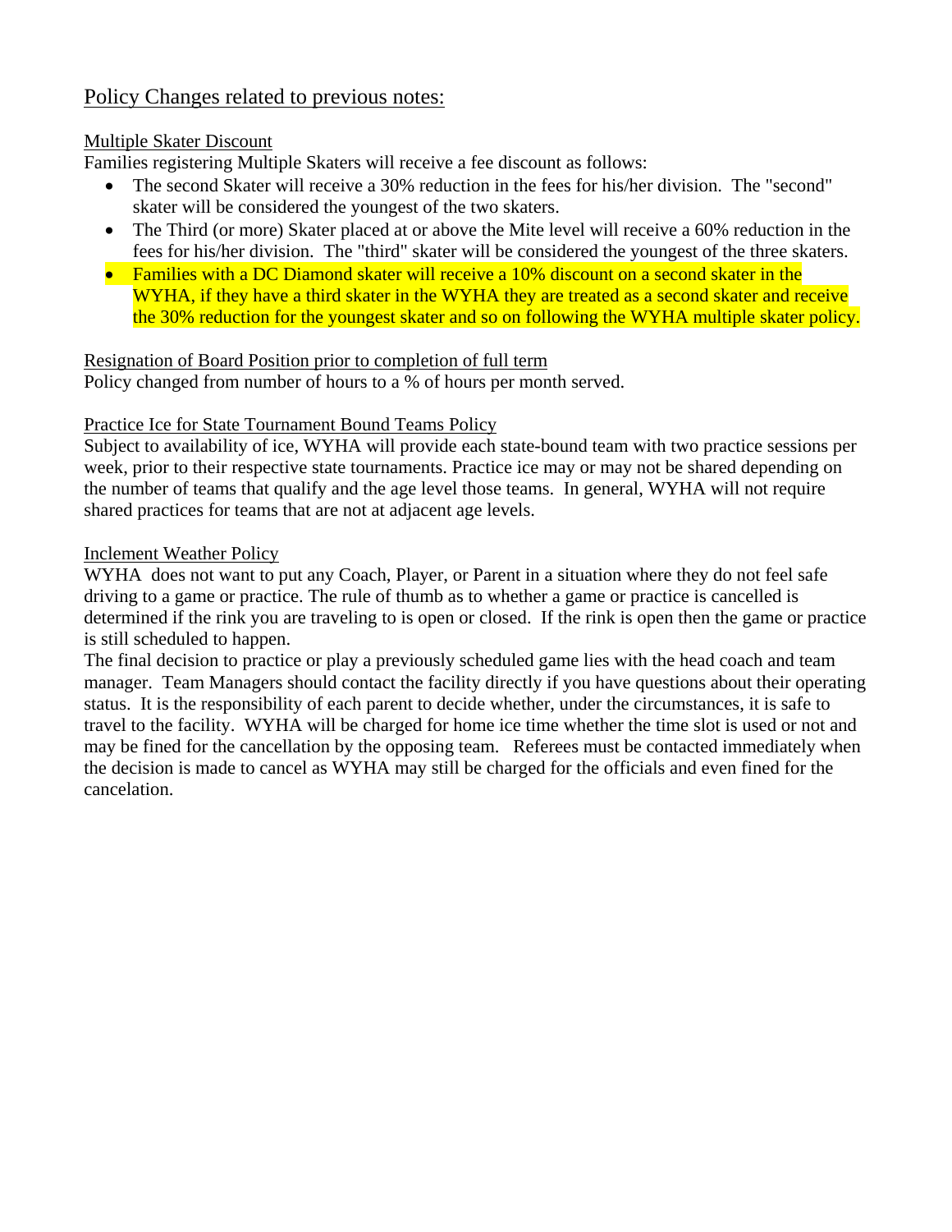## Policy Changes related to previous notes:

Multiple Skater Discount

Families registering Multiple Skaters will receive a fee discount as follows:

- The second Skater will receive a 30% reduction in the fees for his/her division. The "second" skater will be considered the youngest of the two skaters.
- The Third (or more) Skater placed at or above the Mite level will receive a 60% reduction in the fees for his/her division. The "third" skater will be considered the youngest of the three skaters.
- Families with a DC Diamond skater will receive a 10% discount on a second skater in the WYHA, if they have a third skater in the WYHA they are treated as a second skater and receive the 30% reduction for the youngest skater and so on following the WYHA multiple skater policy.

Resignation of Board Position prior to completion of full term

Policy changed from number of hours to a % of hours per month served.

Practice Ice for State Tournament Bound Teams Policy

Subject to availability of ice, WYHA will provide each state-bound team with two practice sessions per week, prior to their respective state tournaments. Practice ice may or may not be shared depending on the number of teams that qualify and the age level those teams. In general, WYHA will not require shared practices for teams that are not at adjacent age levels.

Inclement Weather Policy

WYHA does not want to put any Coach, Player, or Parent in a situation where they do not feel safe driving to a game or practice. The rule of thumb as to whether a game or practice is cancelled is determined if the rink you are traveling to is open or closed. If the rink is open then the game or practice is still scheduled to happen.

The final decision to practice or play a previously scheduled game lies with the head coach and team manager. Team Managers should contact the facility directly if you have questions about their operating status. It is the responsibility of each parent to decide whether, under the circumstances, it is safe to travel to the facility. WYHA will be charged for home ice time whether the time slot is used or not and may be fined for the cancellation by the opposing team. Referees must be contacted immediately when the decision is made to cancel as WYHA may still be charged for the officials and even fined for the cancelation.